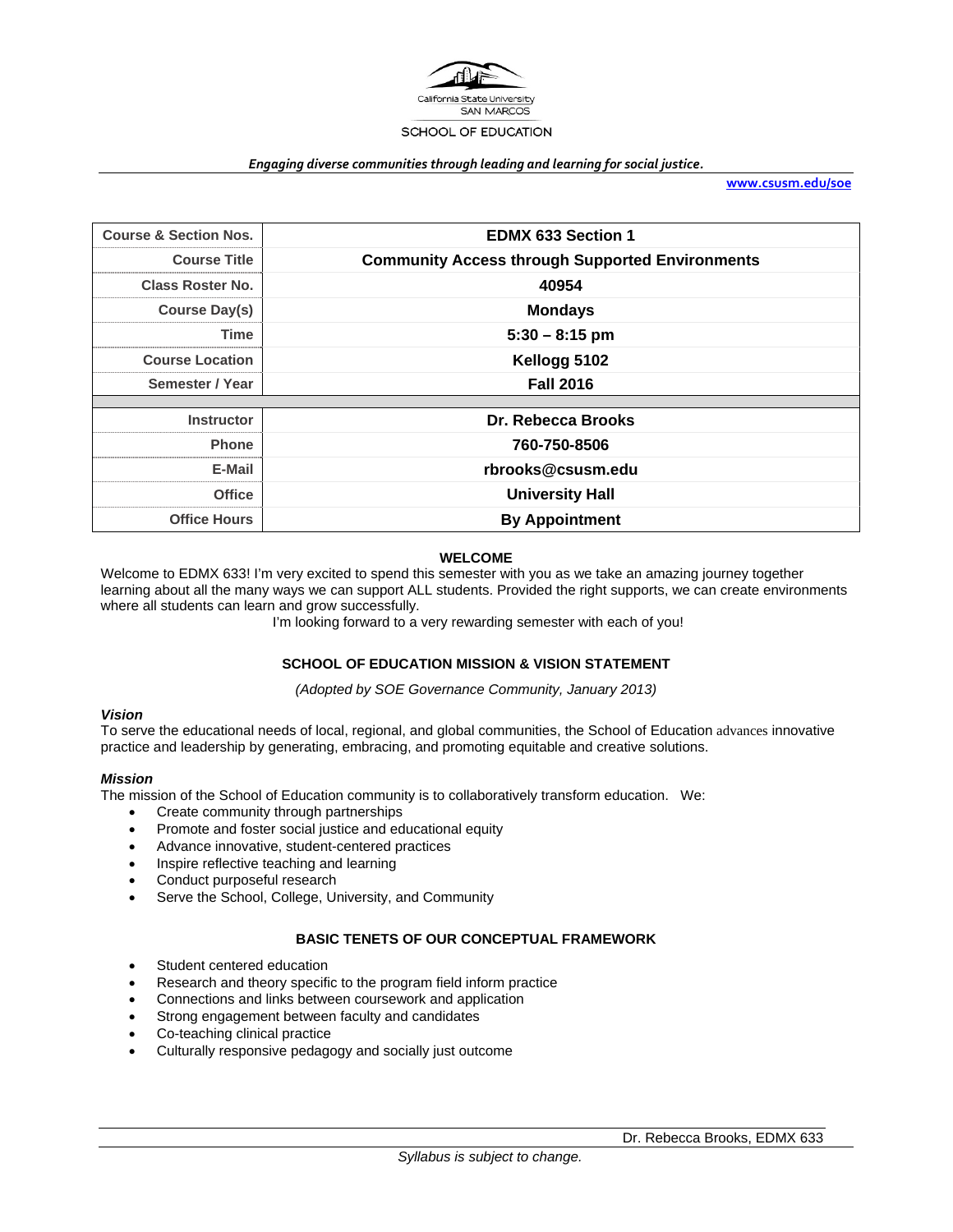California State University SAN MARCOS

SCHOOL OF EDUCATION

*Engaging diverse communities through leading and learning for social justice.*

www.csusm.edu/soe

| Course & Section Nos. | EDMX 633 Section 1 |
|---|---|
| Course Title | Community Access through Supported Environments |
| Class Roster No. | 40954 |
| Course Day(s) | Mondays |
| Time | 5:30 – 8:15 pm |
| Course Location | Kellogg 5102 |
| Semester / Year | Fall 2016 |
| | |
| Instructor | Dr. Rebecca Brooks |
| Phone | 760-750-8506 |
| E-Mail | rbrooks@csusm.edu |
| Office | University Hall |
| Office Hours | By Appointment |

## WELCOME

Welcome to EDMX 633! I'm very excited to spend this semester with you as we take an amazing journey together learning about all the many ways we can support ALL students. Provided the right supports, we can create environments where all students can learn and grow successfully.

I'm looking forward to a very rewarding semester with each of you!

## SCHOOL OF EDUCATION MISSION & VISION STATEMENT

*(Adopted by SOE Governance Community, January 2013)*

### *Vision*

To serve the educational needs of local, regional, and global communities, the School of Education advances innovative practice and leadership by generating, embracing, and promoting equitable and creative solutions.

### *Mission*

The mission of the School of Education community is to collaboratively transform education. We:

- Create community through partnerships
- Promote and foster social justice and educational equity
- Advance innovative, student-centered practices
- Inspire reflective teaching and learning
- Conduct purposeful research
- Serve the School, College, University, and Community

## BASIC TENETS OF OUR CONCEPTUAL FRAMEWORK

- Student centered education
- Research and theory specific to the program field inform practice
- Connections and links between coursework and application
- Strong engagement between faculty and candidates
- Co-teaching clinical practice
- Culturally responsive pedagogy and socially just outcome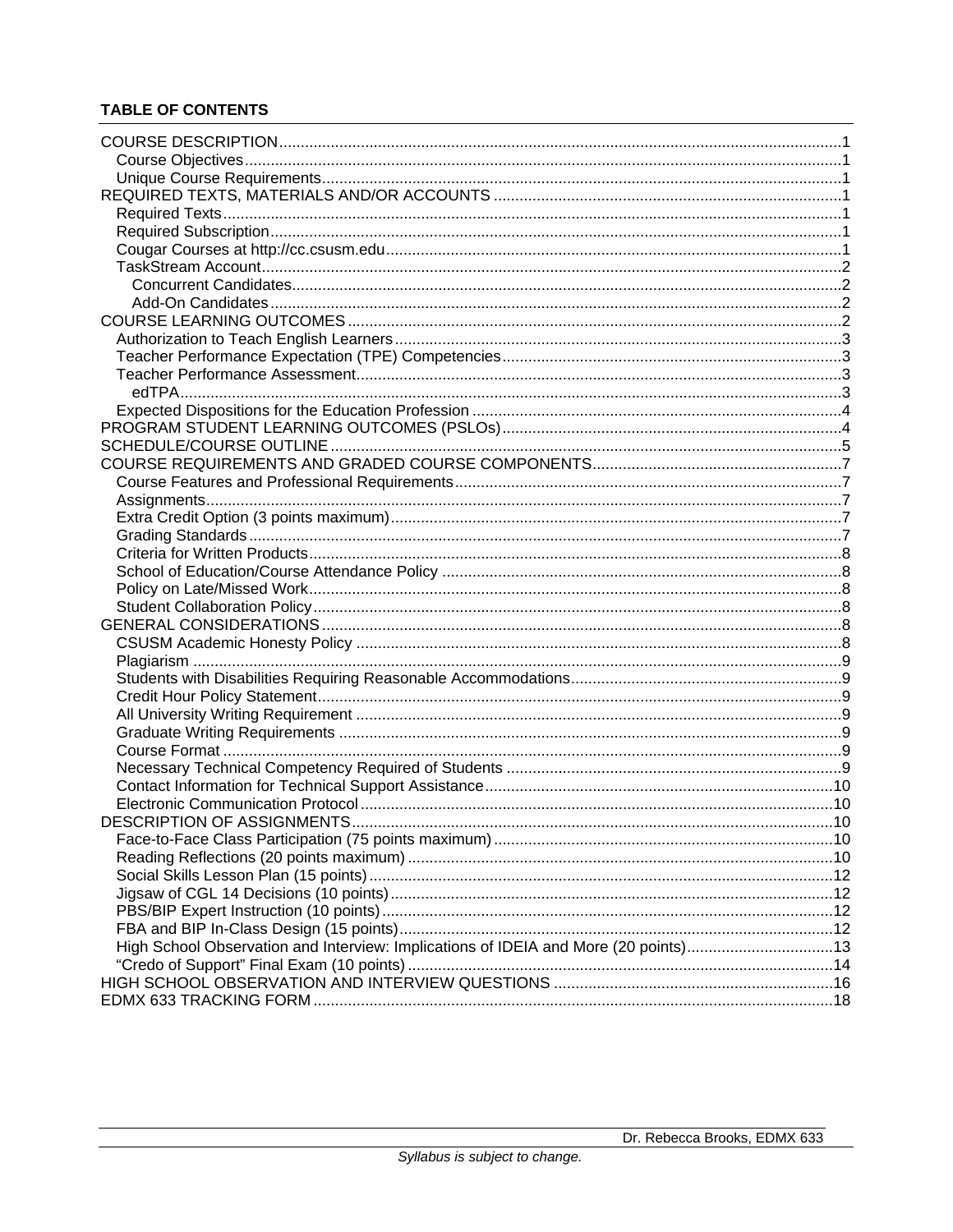## TABLE OF CONTENTS

- COURSE DESCRIPTION .......... 1
  - Course Objectives .......... 1
  - Unique Course Requirements .......... 1
- REQUIRED TEXTS, MATERIALS AND/OR ACCOUNTS .......... 1
  - Required Texts .......... 1
  - Required Subscription .......... 1
  - Cougar Courses at http://cc.csusm.edu .......... 1
  - TaskStream Account .......... 2
    - Concurrent Candidates .......... 2
    - Add-On Candidates .......... 2
- COURSE LEARNING OUTCOMES .......... 2
  - Authorization to Teach English Learners .......... 3
  - Teacher Performance Expectation (TPE) Competencies .......... 3
  - Teacher Performance Assessment .......... 3
    - edTPA .......... 3
  - Expected Dispositions for the Education Profession .......... 4
- PROGRAM STUDENT LEARNING OUTCOMES (PSLOs) .......... 4
- SCHEDULE/COURSE OUTLINE .......... 5
- COURSE REQUIREMENTS AND GRADED COURSE COMPONENTS .......... 7
  - Course Features and Professional Requirements .......... 7
  - Assignments .......... 7
  - Extra Credit Option (3 points maximum) .......... 7
  - Grading Standards .......... 7
  - Criteria for Written Products .......... 8
  - School of Education/Course Attendance Policy .......... 8
  - Policy on Late/Missed Work .......... 8
  - Student Collaboration Policy .......... 8
- GENERAL CONSIDERATIONS .......... 8
  - CSUSM Academic Honesty Policy .......... 8
  - Plagiarism .......... 9
  - Students with Disabilities Requiring Reasonable Accommodations .......... 9
  - Credit Hour Policy Statement .......... 9
  - All University Writing Requirement .......... 9
  - Graduate Writing Requirements .......... 9
  - Course Format .......... 9
  - Necessary Technical Competency Required of Students .......... 9
  - Contact Information for Technical Support Assistance .......... 10
  - Electronic Communication Protocol .......... 10
- DESCRIPTION OF ASSIGNMENTS .......... 10
  - Face-to-Face Class Participation (75 points maximum) .......... 10
  - Reading Reflections (20 points maximum) .......... 10
  - Social Skills Lesson Plan (15 points) .......... 12
  - Jigsaw of CGL 14 Decisions (10 points) .......... 12
  - PBS/BIP Expert Instruction (10 points) .......... 12
  - FBA and BIP In-Class Design (15 points) .......... 12
  - High School Observation and Interview: Implications of IDEIA and More (20 points) .......... 13
  - "Credo of Support" Final Exam (10 points) .......... 14
- HIGH SCHOOL OBSERVATION AND INTERVIEW QUESTIONS .......... 16
- EDMX 633 TRACKING FORM .......... 18

Dr. Rebecca Brooks, EDMX 633

*Syllabus is subject to change.*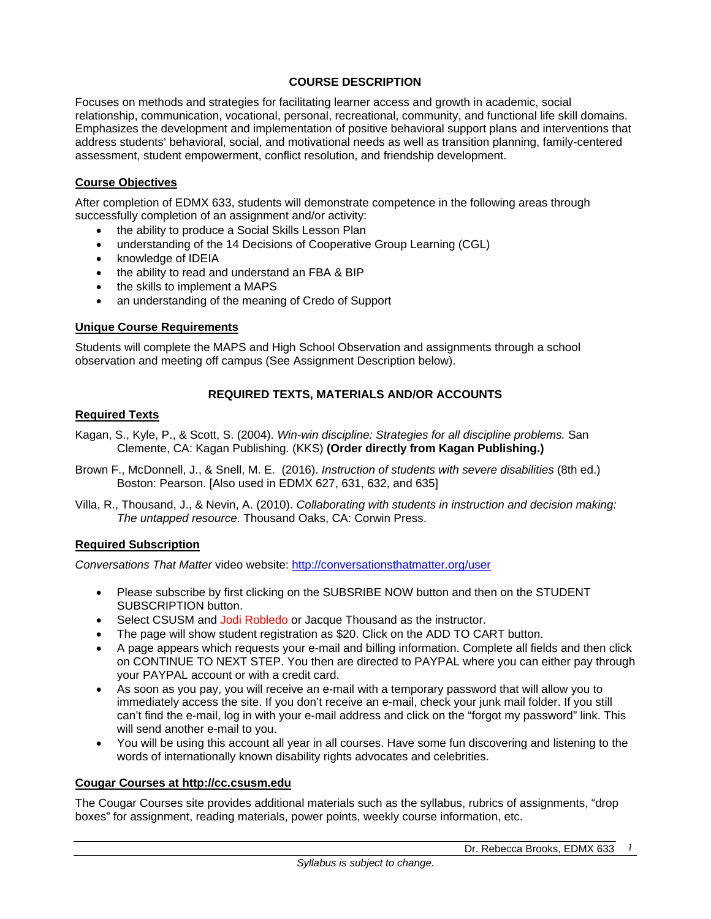## COURSE DESCRIPTION

Focuses on methods and strategies for facilitating learner access and growth in academic, social relationship, communication, vocational, personal, recreational, community, and functional life skill domains. Emphasizes the development and implementation of positive behavioral support plans and interventions that address students' behavioral, social, and motivational needs as well as transition planning, family-centered assessment, student empowerment, conflict resolution, and friendship development.

### Course Objectives

After completion of EDMX 633, students will demonstrate competence in the following areas through successfully completion of an assignment and/or activity:

- the ability to produce a Social Skills Lesson Plan
- understanding of the 14 Decisions of Cooperative Group Learning (CGL)
- knowledge of IDEIA
- the ability to read and understand an FBA & BIP
- the skills to implement a MAPS
- an understanding of the meaning of Credo of Support

### Unique Course Requirements

Students will complete the MAPS and High School Observation and assignments through a school observation and meeting off campus (See Assignment Description below).

## REQUIRED TEXTS, MATERIALS AND/OR ACCOUNTS

### Required Texts

Kagan, S., Kyle, P., & Scott, S. (2004). *Win-win discipline: Strategies for all discipline problems.* San Clemente, CA: Kagan Publishing. (KKS) **(Order directly from Kagan Publishing.)**

Brown F., McDonnell, J., & Snell, M. E. (2016). *Instruction of students with severe disabilities* (8th ed.) Boston: Pearson. [Also used in EDMX 627, 631, 632, and 635]

Villa, R., Thousand, J., & Nevin, A. (2010). *Collaborating with students in instruction and decision making: The untapped resource.* Thousand Oaks, CA: Corwin Press.

### Required Subscription

*Conversations That Matter* video website: http://conversationsthatmatter.org/user

- Please subscribe by first clicking on the SUBSRIBE NOW button and then on the STUDENT SUBSCRIPTION button.
- Select CSUSM and Jodi Robledo or Jacque Thousand as the instructor.
- The page will show student registration as $20. Click on the ADD TO CART button.
- A page appears which requests your e-mail and billing information. Complete all fields and then click on CONTINUE TO NEXT STEP. You then are directed to PAYPAL where you can either pay through your PAYPAL account or with a credit card.
- As soon as you pay, you will receive an e-mail with a temporary password that will allow you to immediately access the site. If you don't receive an e-mail, check your junk mail folder. If you still can't find the e-mail, log in with your e-mail address and click on the "forgot my password" link. This will send another e-mail to you.
- You will be using this account all year in all courses. Have some fun discovering and listening to the words of internationally known disability rights advocates and celebrities.

### Cougar Courses at http://cc.csusm.edu

The Cougar Courses site provides additional materials such as the syllabus, rubrics of assignments, "drop boxes" for assignment, reading materials, power points, weekly course information, etc.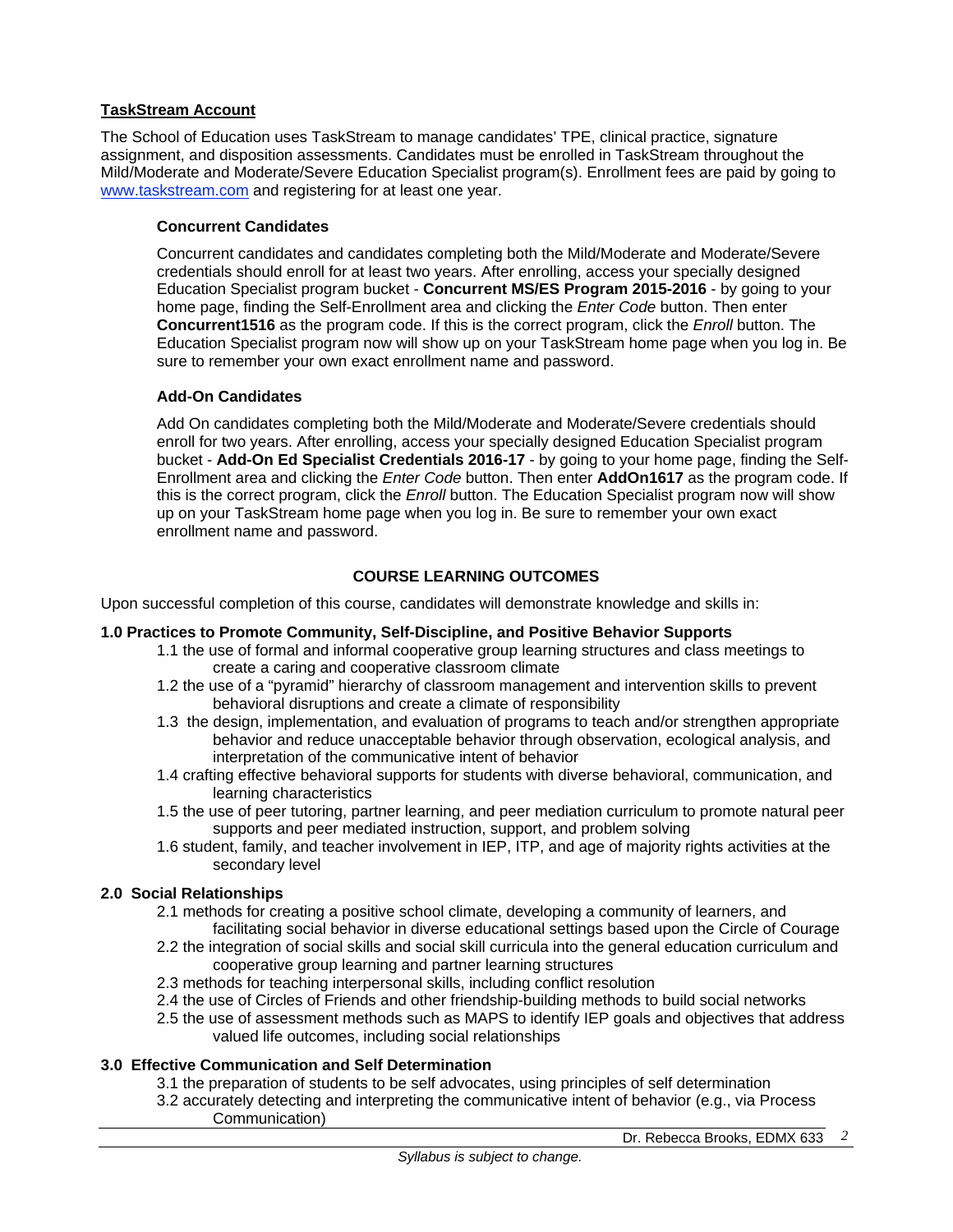**TaskStream Account**

The School of Education uses TaskStream to manage candidates' TPE, clinical practice, signature assignment, and disposition assessments. Candidates must be enrolled in TaskStream throughout the Mild/Moderate and Moderate/Severe Education Specialist program(s). Enrollment fees are paid by going to www.taskstream.com and registering for at least one year.

**Concurrent Candidates**

Concurrent candidates and candidates completing both the Mild/Moderate and Moderate/Severe credentials should enroll for at least two years. After enrolling, access your specially designed Education Specialist program bucket - **Concurrent MS/ES Program 2015-2016** - by going to your home page, finding the Self-Enrollment area and clicking the *Enter Code* button. Then enter **Concurrent1516** as the program code. If this is the correct program, click the *Enroll* button. The Education Specialist program now will show up on your TaskStream home page when you log in. Be sure to remember your own exact enrollment name and password.

**Add-On Candidates**

Add On candidates completing both the Mild/Moderate and Moderate/Severe credentials should enroll for two years. After enrolling, access your specially designed Education Specialist program bucket - **Add-On Ed Specialist Credentials 2016-17** - by going to your home page, finding the Self-Enrollment area and clicking the *Enter Code* button. Then enter **AddOn1617** as the program code. If this is the correct program, click the *Enroll* button. The Education Specialist program now will show up on your TaskStream home page when you log in. Be sure to remember your own exact enrollment name and password.

## COURSE LEARNING OUTCOMES

Upon successful completion of this course, candidates will demonstrate knowledge and skills in:

**1.0 Practices to Promote Community, Self-Discipline, and Positive Behavior Supports**

- 1.1 the use of formal and informal cooperative group learning structures and class meetings to create a caring and cooperative classroom climate
- 1.2 the use of a "pyramid" hierarchy of classroom management and intervention skills to prevent behavioral disruptions and create a climate of responsibility
- 1.3 the design, implementation, and evaluation of programs to teach and/or strengthen appropriate behavior and reduce unacceptable behavior through observation, ecological analysis, and interpretation of the communicative intent of behavior
- 1.4 crafting effective behavioral supports for students with diverse behavioral, communication, and learning characteristics
- 1.5 the use of peer tutoring, partner learning, and peer mediation curriculum to promote natural peer supports and peer mediated instruction, support, and problem solving
- 1.6 student, family, and teacher involvement in IEP, ITP, and age of majority rights activities at the secondary level

**2.0 Social Relationships**

- 2.1 methods for creating a positive school climate, developing a community of learners, and facilitating social behavior in diverse educational settings based upon the Circle of Courage
- 2.2 the integration of social skills and social skill curricula into the general education curriculum and cooperative group learning and partner learning structures
- 2.3 methods for teaching interpersonal skills, including conflict resolution
- 2.4 the use of Circles of Friends and other friendship-building methods to build social networks
- 2.5 the use of assessment methods such as MAPS to identify IEP goals and objectives that address valued life outcomes, including social relationships

**3.0 Effective Communication and Self Determination**

- 3.1 the preparation of students to be self advocates, using principles of self determination
- 3.2 accurately detecting and interpreting the communicative intent of behavior (e.g., via Process Communication)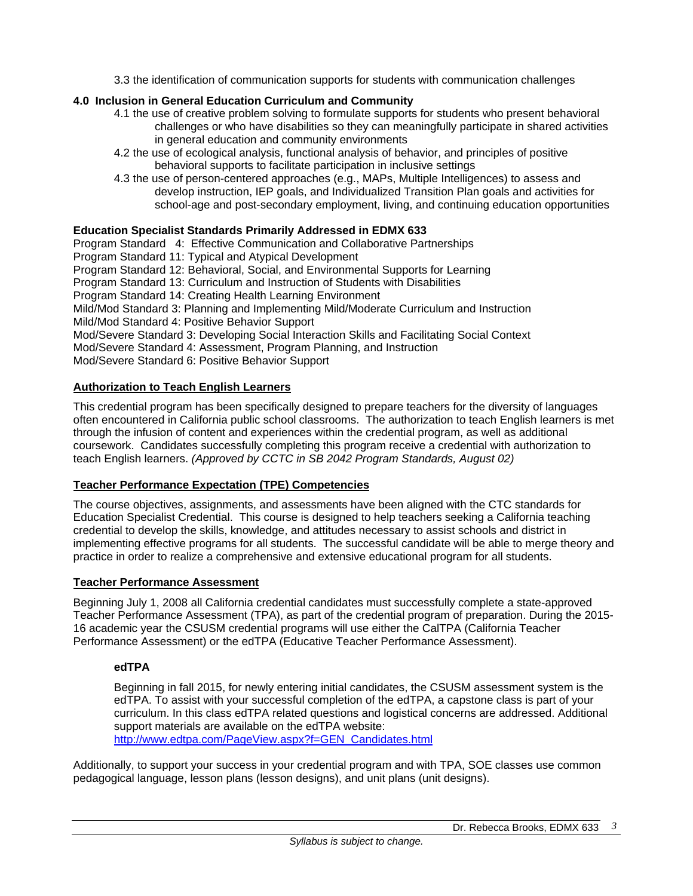3.3 the identification of communication supports for students with communication challenges

**4.0 Inclusion in General Education Curriculum and Community**

- 4.1 the use of creative problem solving to formulate supports for students who present behavioral challenges or who have disabilities so they can meaningfully participate in shared activities in general education and community environments
- 4.2 the use of ecological analysis, functional analysis of behavior, and principles of positive behavioral supports to facilitate participation in inclusive settings
- 4.3 the use of person-centered approaches (e.g., MAPs, Multiple Intelligences) to assess and develop instruction, IEP goals, and Individualized Transition Plan goals and activities for school-age and post-secondary employment, living, and continuing education opportunities

**Education Specialist Standards Primarily Addressed in EDMX 633**

Program Standard 4: Effective Communication and Collaborative Partnerships
Program Standard 11: Typical and Atypical Development
Program Standard 12: Behavioral, Social, and Environmental Supports for Learning
Program Standard 13: Curriculum and Instruction of Students with Disabilities
Program Standard 14: Creating Health Learning Environment
Mild/Mod Standard 3: Planning and Implementing Mild/Moderate Curriculum and Instruction
Mild/Mod Standard 4: Positive Behavior Support
Mod/Severe Standard 3: Developing Social Interaction Skills and Facilitating Social Context
Mod/Severe Standard 4: Assessment, Program Planning, and Instruction
Mod/Severe Standard 6: Positive Behavior Support

## Authorization to Teach English Learners

This credential program has been specifically designed to prepare teachers for the diversity of languages often encountered in California public school classrooms. The authorization to teach English learners is met through the infusion of content and experiences within the credential program, as well as additional coursework. Candidates successfully completing this program receive a credential with authorization to teach English learners. *(Approved by CCTC in SB 2042 Program Standards, August 02)*

## Teacher Performance Expectation (TPE) Competencies

The course objectives, assignments, and assessments have been aligned with the CTC standards for Education Specialist Credential. This course is designed to help teachers seeking a California teaching credential to develop the skills, knowledge, and attitudes necessary to assist schools and district in implementing effective programs for all students. The successful candidate will be able to merge theory and practice in order to realize a comprehensive and extensive educational program for all students.

## Teacher Performance Assessment

Beginning July 1, 2008 all California credential candidates must successfully complete a state-approved Teacher Performance Assessment (TPA), as part of the credential program of preparation. During the 2015-16 academic year the CSUSM credential programs will use either the CalTPA (California Teacher Performance Assessment) or the edTPA (Educative Teacher Performance Assessment).

### edTPA

Beginning in fall 2015, for newly entering initial candidates, the CSUSM assessment system is the edTPA. To assist with your successful completion of the edTPA, a capstone class is part of your curriculum. In this class edTPA related questions and logistical concerns are addressed. Additional support materials are available on the edTPA website:
http://www.edtpa.com/PageView.aspx?f=GEN_Candidates.html

Additionally, to support your success in your credential program and with TPA, SOE classes use common pedagogical language, lesson plans (lesson designs), and unit plans (unit designs).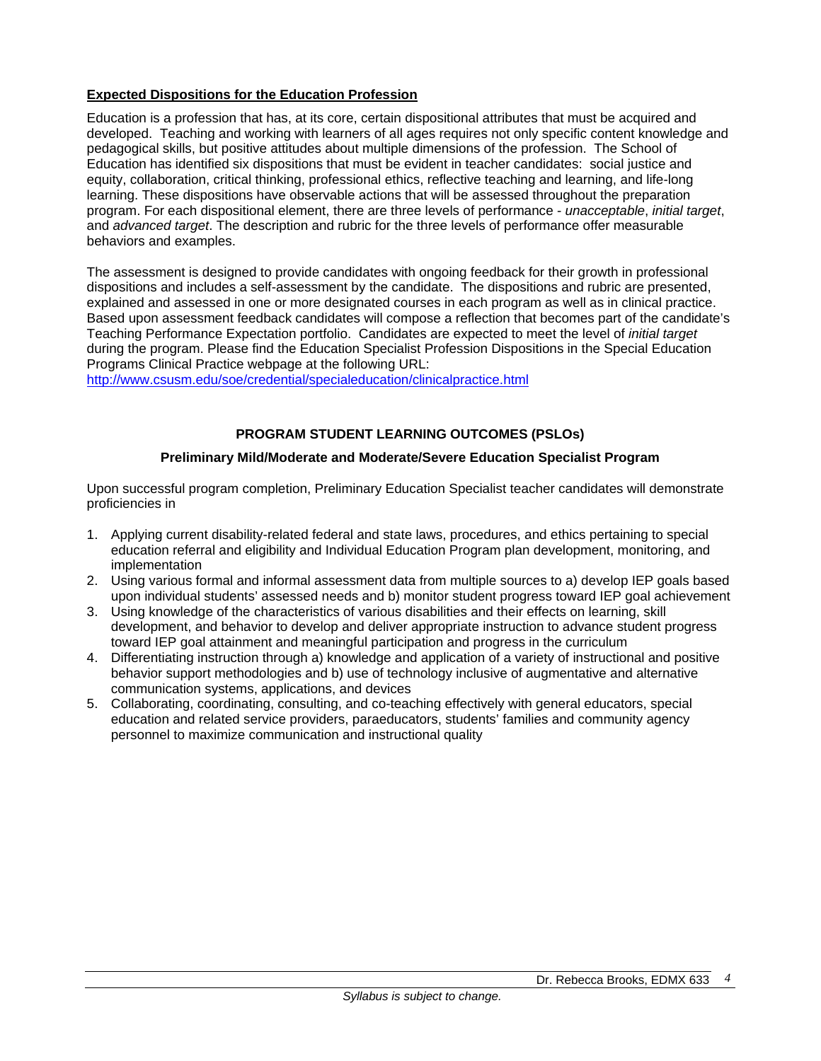**Expected Dispositions for the Education Profession**

Education is a profession that has, at its core, certain dispositional attributes that must be acquired and developed. Teaching and working with learners of all ages requires not only specific content knowledge and pedagogical skills, but positive attitudes about multiple dimensions of the profession. The School of Education has identified six dispositions that must be evident in teacher candidates: social justice and equity, collaboration, critical thinking, professional ethics, reflective teaching and learning, and life-long learning. These dispositions have observable actions that will be assessed throughout the preparation program. For each dispositional element, there are three levels of performance - *unacceptable*, *initial target*, and *advanced target*. The description and rubric for the three levels of performance offer measurable behaviors and examples.

The assessment is designed to provide candidates with ongoing feedback for their growth in professional dispositions and includes a self-assessment by the candidate. The dispositions and rubric are presented, explained and assessed in one or more designated courses in each program as well as in clinical practice. Based upon assessment feedback candidates will compose a reflection that becomes part of the candidate's Teaching Performance Expectation portfolio. Candidates are expected to meet the level of *initial target* during the program. Please find the Education Specialist Profession Dispositions in the Special Education Programs Clinical Practice webpage at the following URL:
http://www.csusm.edu/soe/credential/specialeducation/clinicalpractice.html

## PROGRAM STUDENT LEARNING OUTCOMES (PSLOs)

### Preliminary Mild/Moderate and Moderate/Severe Education Specialist Program

Upon successful program completion, Preliminary Education Specialist teacher candidates will demonstrate proficiencies in

1. Applying current disability-related federal and state laws, procedures, and ethics pertaining to special education referral and eligibility and Individual Education Program plan development, monitoring, and implementation
2. Using various formal and informal assessment data from multiple sources to a) develop IEP goals based upon individual students' assessed needs and b) monitor student progress toward IEP goal achievement
3. Using knowledge of the characteristics of various disabilities and their effects on learning, skill development, and behavior to develop and deliver appropriate instruction to advance student progress toward IEP goal attainment and meaningful participation and progress in the curriculum
4. Differentiating instruction through a) knowledge and application of a variety of instructional and positive behavior support methodologies and b) use of technology inclusive of augmentative and alternative communication systems, applications, and devices
5. Collaborating, coordinating, consulting, and co-teaching effectively with general educators, special education and related service providers, paraeducators, students' families and community agency personnel to maximize communication and instructional quality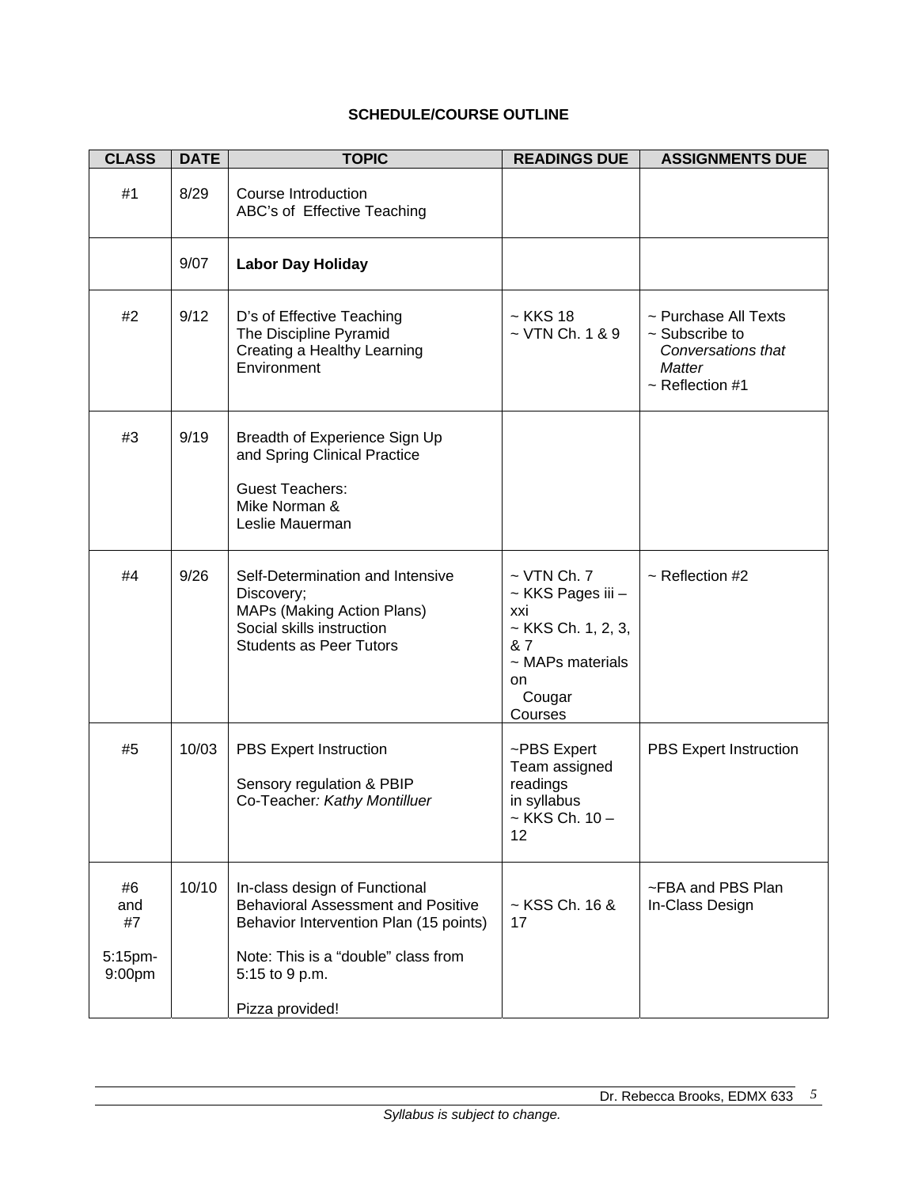**SCHEDULE/COURSE OUTLINE**

| CLASS | DATE | TOPIC | READINGS DUE | ASSIGNMENTS DUE |
|---|---|---|---|---|
| #1 | 8/29 | Course Introduction<br>ABC's of Effective Teaching | | |
| | 9/07 | **Labor Day Holiday** | | |
| #2 | 9/12 | D's of Effective Teaching<br>The Discipline Pyramid<br>Creating a Healthy Learning Environment | ~ KKS 18<br>~ VTN Ch. 1 & 9 | ~ Purchase All Texts<br>~ Subscribe to *Conversations that Matter*<br>~ Reflection #1 |
| #3 | 9/19 | Breadth of Experience Sign Up and Spring Clinical Practice<br><br>Guest Teachers:<br>Mike Norman &<br>Leslie Mauerman | | |
| #4 | 9/26 | Self-Determination and Intensive Discovery;<br>MAPs (Making Action Plans)<br>Social skills instruction<br>Students as Peer Tutors | ~ VTN Ch. 7<br>~ KKS Pages iii – xxi<br>~ KKS Ch. 1, 2, 3, & 7<br>~ MAPs materials on Cougar Courses | ~ Reflection #2 |
| #5 | 10/03 | PBS Expert Instruction<br><br>Sensory regulation & PBIP<br>Co-Teacher*: Kathy Montilluer* | ~PBS Expert Team assigned readings in syllabus<br>~ KKS Ch. 10 – 12 | PBS Expert Instruction |
| #6 and #7<br><br>5:15pm-9:00pm | 10/10 | In-class design of Functional Behavioral Assessment and Positive Behavior Intervention Plan (15 points)<br><br>Note: This is a "double" class from 5:15 to 9 p.m.<br><br>Pizza provided! | ~ KSS Ch. 16 & 17 | ~FBA and PBS Plan In-Class Design |

*Syllabus is subject to change.*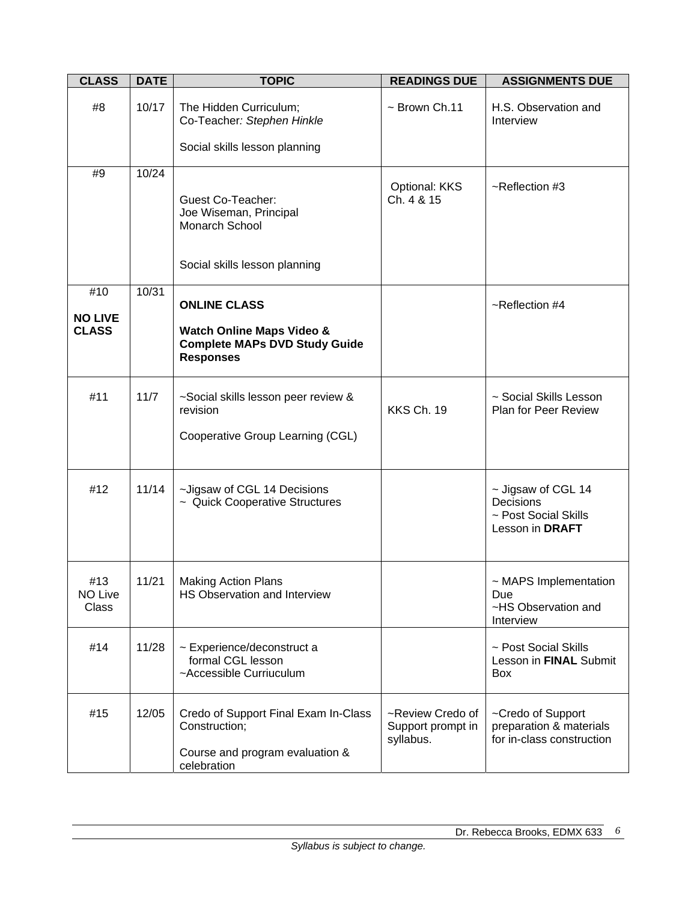| CLASS | DATE | TOPIC | READINGS DUE | ASSIGNMENTS DUE |
|---|---|---|---|---|
| #8 | 10/17 | The Hidden Curriculum;<br>Co-Teacher*: Stephen Hinkle*<br><br>Social skills lesson planning | ~ Brown Ch.11 | H.S. Observation and Interview |
| #9 | 10/24 | Guest Co-Teacher:<br>Joe Wiseman, Principal<br>Monarch School<br><br>Social skills lesson planning | Optional: KKS Ch. 4 & 15 | ~Reflection #3 |
| #10<br><br>**NO LIVE CLASS** | 10/31 | **ONLINE CLASS**<br><br>**Watch Online Maps Video & Complete MAPs DVD Study Guide Responses** | | ~Reflection #4 |
| #11 | 11/7 | ~Social skills lesson peer review & revision<br><br>Cooperative Group Learning (CGL) | KKS Ch. 19 | ~ Social Skills Lesson Plan for Peer Review |
| #12 | 11/14 | ~Jigsaw of CGL 14 Decisions<br>~ Quick Cooperative Structures | | ~ Jigsaw of CGL 14 Decisions<br>~ Post Social Skills Lesson in **DRAFT** |
| #13<br>NO Live Class | 11/21 | Making Action Plans<br>HS Observation and Interview | | ~ MAPS Implementation Due<br>~HS Observation and Interview |
| #14 | 11/28 | ~ Experience/deconstruct a formal CGL lesson<br>~Accessible Curriuculum | | ~ Post Social Skills Lesson in **FINAL** Submit Box |
| #15 | 12/05 | Credo of Support Final Exam In-Class Construction;<br><br>Course and program evaluation & celebration | ~Review Credo of Support prompt in syllabus. | ~Credo of Support preparation & materials for in-class construction |

*Syllabus is subject to change.*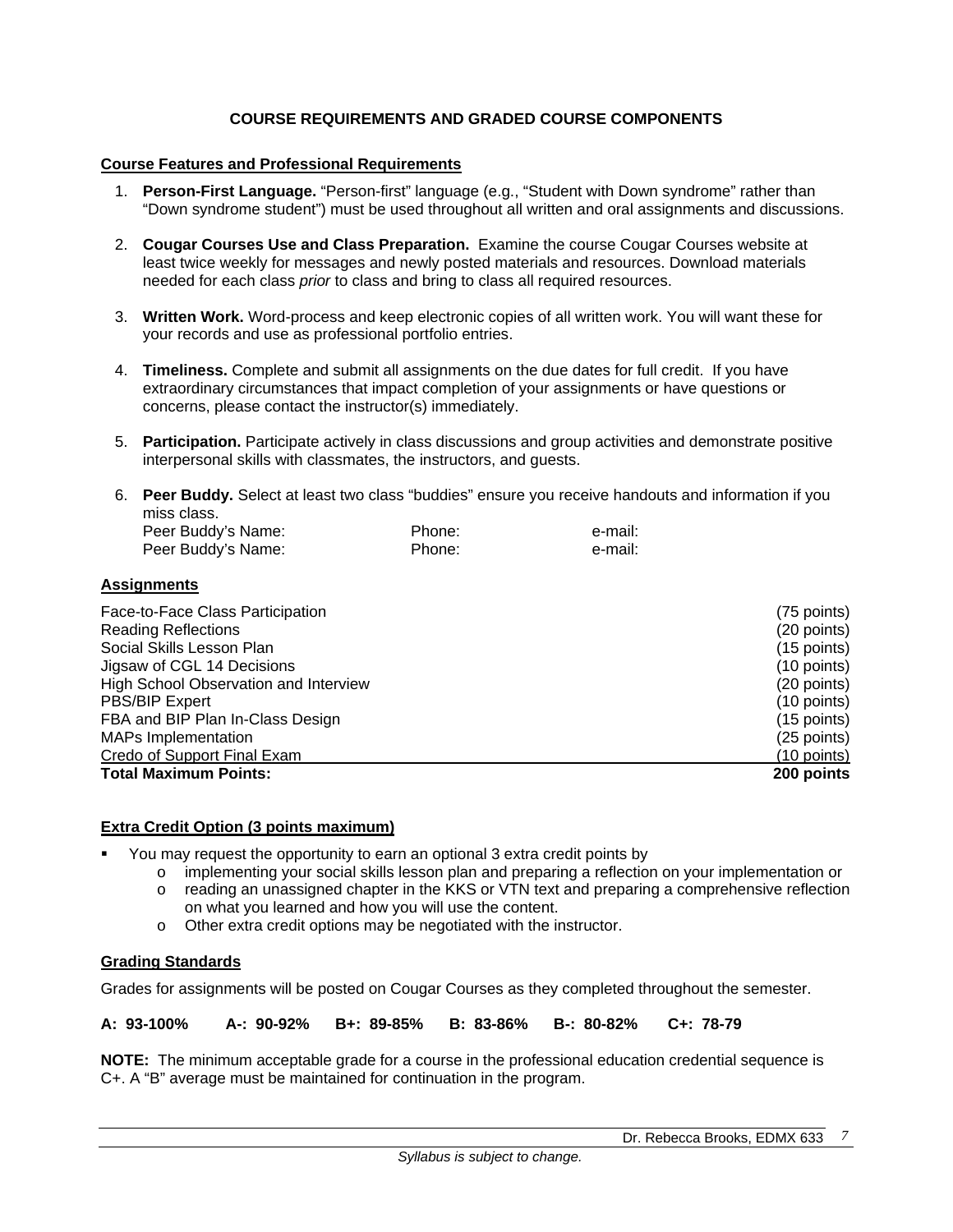## COURSE REQUIREMENTS AND GRADED COURSE COMPONENTS

### Course Features and Professional Requirements

1. **Person-First Language.** "Person-first" language (e.g., "Student with Down syndrome" rather than "Down syndrome student") must be used throughout all written and oral assignments and discussions.
2. **Cougar Courses Use and Class Preparation.** Examine the course Cougar Courses website at least twice weekly for messages and newly posted materials and resources. Download materials needed for each class *prior* to class and bring to class all required resources.
3. **Written Work.** Word-process and keep electronic copies of all written work. You will want these for your records and use as professional portfolio entries.
4. **Timeliness.** Complete and submit all assignments on the due dates for full credit. If you have extraordinary circumstances that impact completion of your assignments or have questions or concerns, please contact the instructor(s) immediately.
5. **Participation.** Participate actively in class discussions and group activities and demonstrate positive interpersonal skills with classmates, the instructors, and guests.
6. **Peer Buddy.** Select at least two class "buddies" ensure you receive handouts and information if you miss class.

| Peer Buddy's Name: | Phone: | e-mail: |
|---|---|---|
| Peer Buddy's Name: | Phone: | e-mail: |

### Assignments

| Assignment | Points |
|---|---|
| Face-to-Face Class Participation | (75 points) |
| Reading Reflections | (20 points) |
| Social Skills Lesson Plan | (15 points) |
| Jigsaw of CGL 14 Decisions | (10 points) |
| High School Observation and Interview | (20 points) |
| PBS/BIP Expert | (10 points) |
| FBA and BIP Plan In-Class Design | (15 points) |
| MAPs Implementation | (25 points) |
| Credo of Support Final Exam | (10 points) |
| **Total Maximum Points:** | **200 points** |

### Extra Credit Option (3 points maximum)

- You may request the opportunity to earn an optional 3 extra credit points by
  - implementing your social skills lesson plan and preparing a reflection on your implementation or
  - reading an unassigned chapter in the KKS or VTN text and preparing a comprehensive reflection on what you learned and how you will use the content.
  - Other extra credit options may be negotiated with the instructor.

### Grading Standards

Grades for assignments will be posted on Cougar Courses as they completed throughout the semester.

**A: 93-100% A-: 90-92% B+: 89-85% B: 83-86% B-: 80-82% C+: 78-79**

**NOTE:** The minimum acceptable grade for a course in the professional education credential sequence is C+. A "B" average must be maintained for continuation in the program.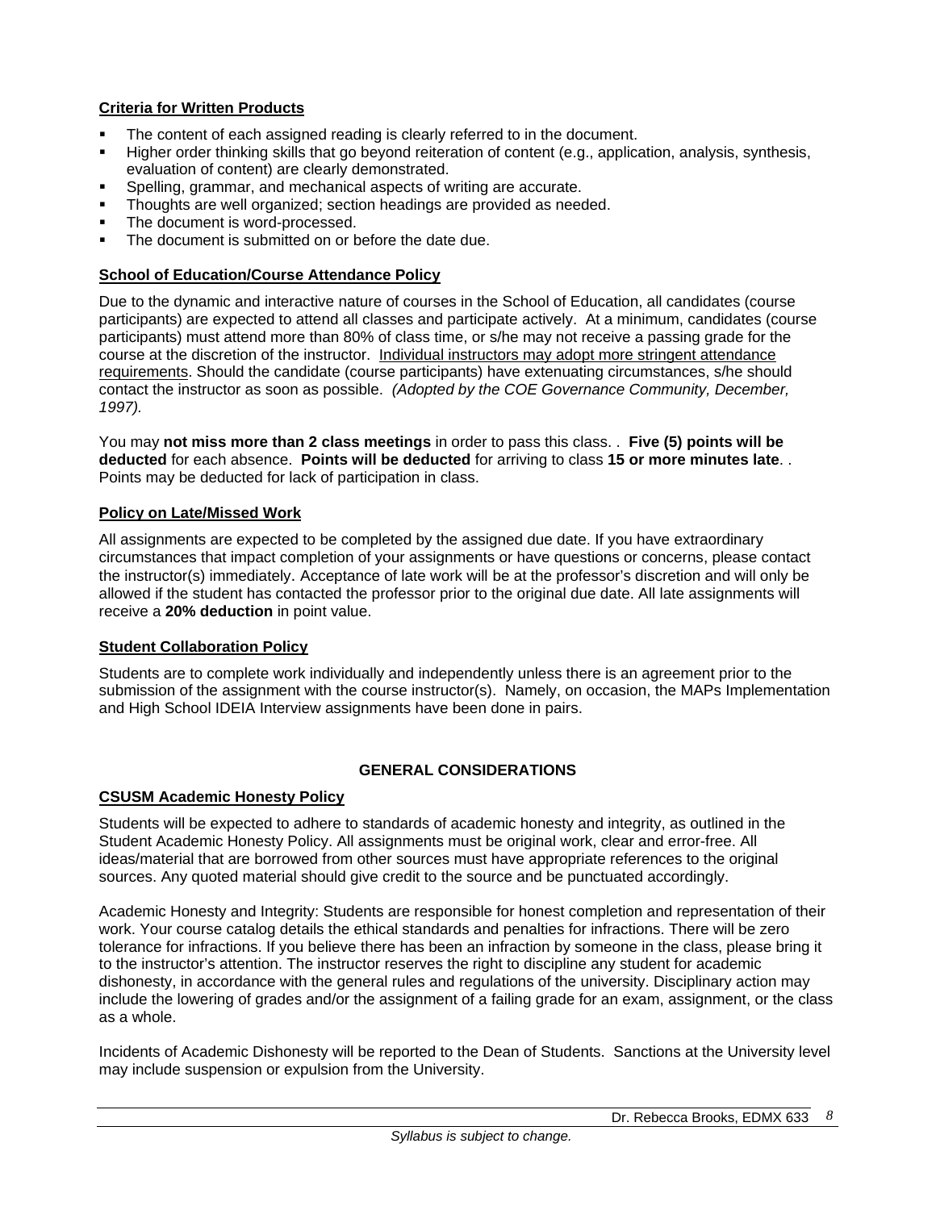**Criteria for Written Products**

- The content of each assigned reading is clearly referred to in the document.
- Higher order thinking skills that go beyond reiteration of content (e.g., application, analysis, synthesis, evaluation of content) are clearly demonstrated.
- Spelling, grammar, and mechanical aspects of writing are accurate.
- Thoughts are well organized; section headings are provided as needed.
- The document is word-processed.
- The document is submitted on or before the date due.

**School of Education/Course Attendance Policy**

Due to the dynamic and interactive nature of courses in the School of Education, all candidates (course participants) are expected to attend all classes and participate actively. At a minimum, candidates (course participants) must attend more than 80% of class time, or s/he may not receive a passing grade for the course at the discretion of the instructor. Individual instructors may adopt more stringent attendance requirements. Should the candidate (course participants) have extenuating circumstances, s/he should contact the instructor as soon as possible. *(Adopted by the COE Governance Community, December, 1997).*

You may **not miss more than 2 class meetings** in order to pass this class. . **Five (5) points will be deducted** for each absence. **Points will be deducted** for arriving to class **15 or more minutes late**. . Points may be deducted for lack of participation in class.

**Policy on Late/Missed Work**

All assignments are expected to be completed by the assigned due date. If you have extraordinary circumstances that impact completion of your assignments or have questions or concerns, please contact the instructor(s) immediately. Acceptance of late work will be at the professor's discretion and will only be allowed if the student has contacted the professor prior to the original due date. All late assignments will receive a **20% deduction** in point value.

**Student Collaboration Policy**

Students are to complete work individually and independently unless there is an agreement prior to the submission of the assignment with the course instructor(s). Namely, on occasion, the MAPs Implementation and High School IDEIA Interview assignments have been done in pairs.

## GENERAL CONSIDERATIONS

**CSUSM Academic Honesty Policy**

Students will be expected to adhere to standards of academic honesty and integrity, as outlined in the Student Academic Honesty Policy. All assignments must be original work, clear and error-free. All ideas/material that are borrowed from other sources must have appropriate references to the original sources. Any quoted material should give credit to the source and be punctuated accordingly.

Academic Honesty and Integrity: Students are responsible for honest completion and representation of their work. Your course catalog details the ethical standards and penalties for infractions. There will be zero tolerance for infractions. If you believe there has been an infraction by someone in the class, please bring it to the instructor's attention. The instructor reserves the right to discipline any student for academic dishonesty, in accordance with the general rules and regulations of the university. Disciplinary action may include the lowering of grades and/or the assignment of a failing grade for an exam, assignment, or the class as a whole.

Incidents of Academic Dishonesty will be reported to the Dean of Students. Sanctions at the University level may include suspension or expulsion from the University.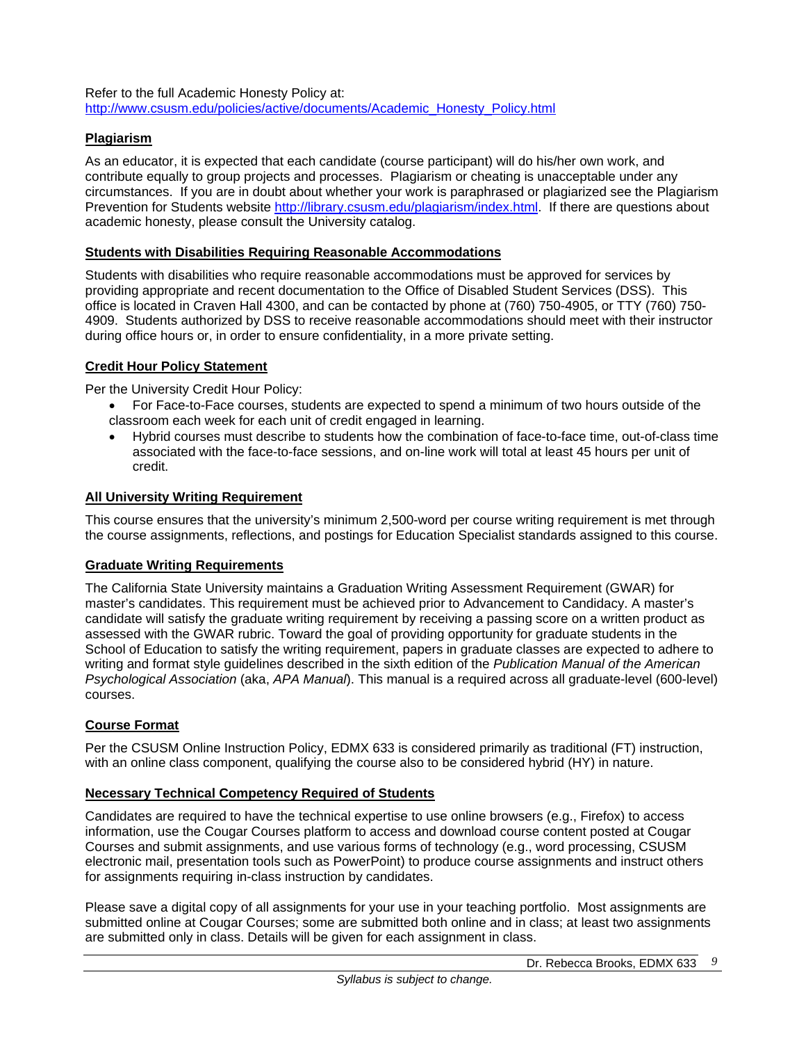Refer to the full Academic Honesty Policy at:
http://www.csusm.edu/policies/active/documents/Academic_Honesty_Policy.html

### Plagiarism

As an educator, it is expected that each candidate (course participant) will do his/her own work, and contribute equally to group projects and processes. Plagiarism or cheating is unacceptable under any circumstances. If you are in doubt about whether your work is paraphrased or plagiarized see the Plagiarism Prevention for Students website http://library.csusm.edu/plagiarism/index.html. If there are questions about academic honesty, please consult the University catalog.

### Students with Disabilities Requiring Reasonable Accommodations

Students with disabilities who require reasonable accommodations must be approved for services by providing appropriate and recent documentation to the Office of Disabled Student Services (DSS). This office is located in Craven Hall 4300, and can be contacted by phone at (760) 750-4905, or TTY (760) 750-4909. Students authorized by DSS to receive reasonable accommodations should meet with their instructor during office hours or, in order to ensure confidentiality, in a more private setting.

### Credit Hour Policy Statement

Per the University Credit Hour Policy:

- For Face-to-Face courses, students are expected to spend a minimum of two hours outside of the classroom each week for each unit of credit engaged in learning.
- Hybrid courses must describe to students how the combination of face-to-face time, out-of-class time associated with the face-to-face sessions, and on-line work will total at least 45 hours per unit of credit.

### All University Writing Requirement

This course ensures that the university's minimum 2,500-word per course writing requirement is met through the course assignments, reflections, and postings for Education Specialist standards assigned to this course.

### Graduate Writing Requirements

The California State University maintains a Graduation Writing Assessment Requirement (GWAR) for master's candidates. This requirement must be achieved prior to Advancement to Candidacy. A master's candidate will satisfy the graduate writing requirement by receiving a passing score on a written product as assessed with the GWAR rubric. Toward the goal of providing opportunity for graduate students in the School of Education to satisfy the writing requirement, papers in graduate classes are expected to adhere to writing and format style guidelines described in the sixth edition of the *Publication Manual of the American Psychological Association* (aka, *APA Manual*). This manual is a required across all graduate-level (600-level) courses.

### Course Format

Per the CSUSM Online Instruction Policy, EDMX 633 is considered primarily as traditional (FT) instruction, with an online class component, qualifying the course also to be considered hybrid (HY) in nature.

### Necessary Technical Competency Required of Students

Candidates are required to have the technical expertise to use online browsers (e.g., Firefox) to access information, use the Cougar Courses platform to access and download course content posted at Cougar Courses and submit assignments, and use various forms of technology (e.g., word processing, CSUSM electronic mail, presentation tools such as PowerPoint) to produce course assignments and instruct others for assignments requiring in-class instruction by candidates.

Please save a digital copy of all assignments for your use in your teaching portfolio. Most assignments are submitted online at Cougar Courses; some are submitted both online and in class; at least two assignments are submitted only in class. Details will be given for each assignment in class.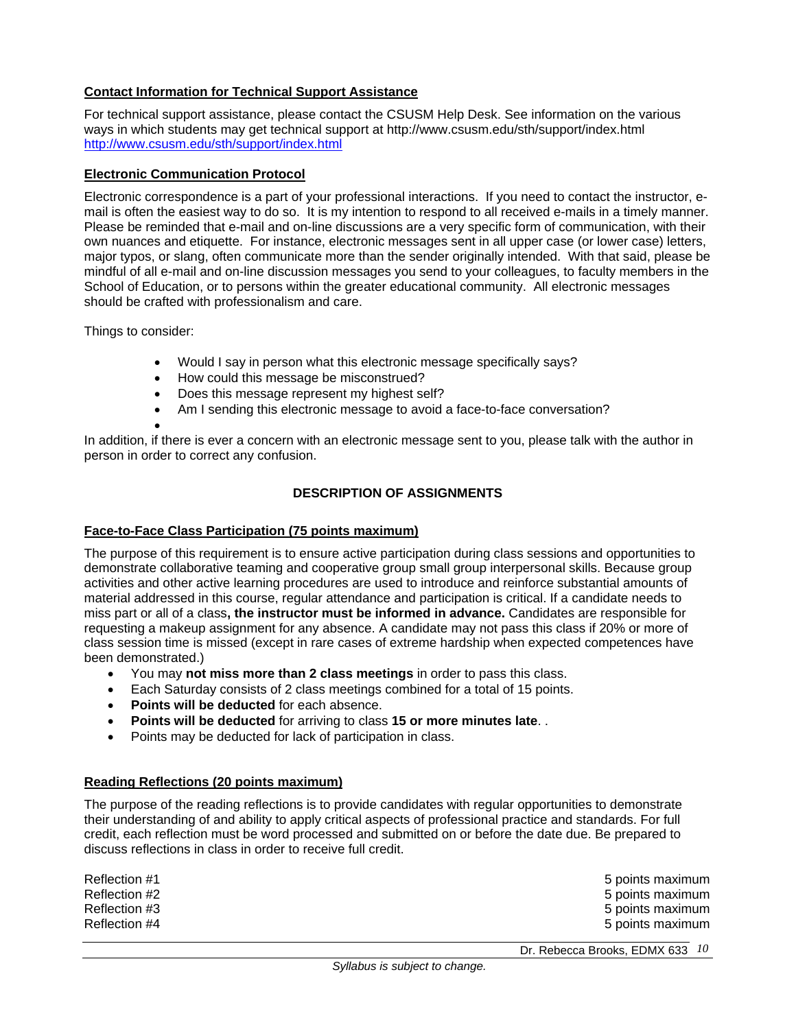**Contact Information for Technical Support Assistance**

For technical support assistance, please contact the CSUSM Help Desk. See information on the various ways in which students may get technical support at http://www.csusm.edu/sth/support/index.html http://www.csusm.edu/sth/support/index.html

**Electronic Communication Protocol**

Electronic correspondence is a part of your professional interactions. If you need to contact the instructor, e-mail is often the easiest way to do so. It is my intention to respond to all received e-mails in a timely manner. Please be reminded that e-mail and on-line discussions are a very specific form of communication, with their own nuances and etiquette. For instance, electronic messages sent in all upper case (or lower case) letters, major typos, or slang, often communicate more than the sender originally intended. With that said, please be mindful of all e-mail and on-line discussion messages you send to your colleagues, to faculty members in the School of Education, or to persons within the greater educational community. All electronic messages should be crafted with professionalism and care.

Things to consider:

- Would I say in person what this electronic message specifically says?
- How could this message be misconstrued?
- Does this message represent my highest self?
- Am I sending this electronic message to avoid a face-to-face conversation?

In addition, if there is ever a concern with an electronic message sent to you, please talk with the author in person in order to correct any confusion.

## DESCRIPTION OF ASSIGNMENTS

**Face-to-Face Class Participation (75 points maximum)**

The purpose of this requirement is to ensure active participation during class sessions and opportunities to demonstrate collaborative teaming and cooperative group small group interpersonal skills. Because group activities and other active learning procedures are used to introduce and reinforce substantial amounts of material addressed in this course, regular attendance and participation is critical. If a candidate needs to miss part or all of a class**, the instructor must be informed in advance.** Candidates are responsible for requesting a makeup assignment for any absence. A candidate may not pass this class if 20% or more of class session time is missed (except in rare cases of extreme hardship when expected competences have been demonstrated.)

- You may **not miss more than 2 class meetings** in order to pass this class.
- Each Saturday consists of 2 class meetings combined for a total of 15 points.
- **Points will be deducted** for each absence.
- **Points will be deducted** for arriving to class **15 or more minutes late**. .
- Points may be deducted for lack of participation in class.

**Reading Reflections (20 points maximum)**

The purpose of the reading reflections is to provide candidates with regular opportunities to demonstrate their understanding of and ability to apply critical aspects of professional practice and standards. For full credit, each reflection must be word processed and submitted on or before the date due. Be prepared to discuss reflections in class in order to receive full credit.

| | |
|---|---|
| Reflection #1 | 5 points maximum |
| Reflection #2 | 5 points maximum |
| Reflection #3 | 5 points maximum |
| Reflection #4 | 5 points maximum |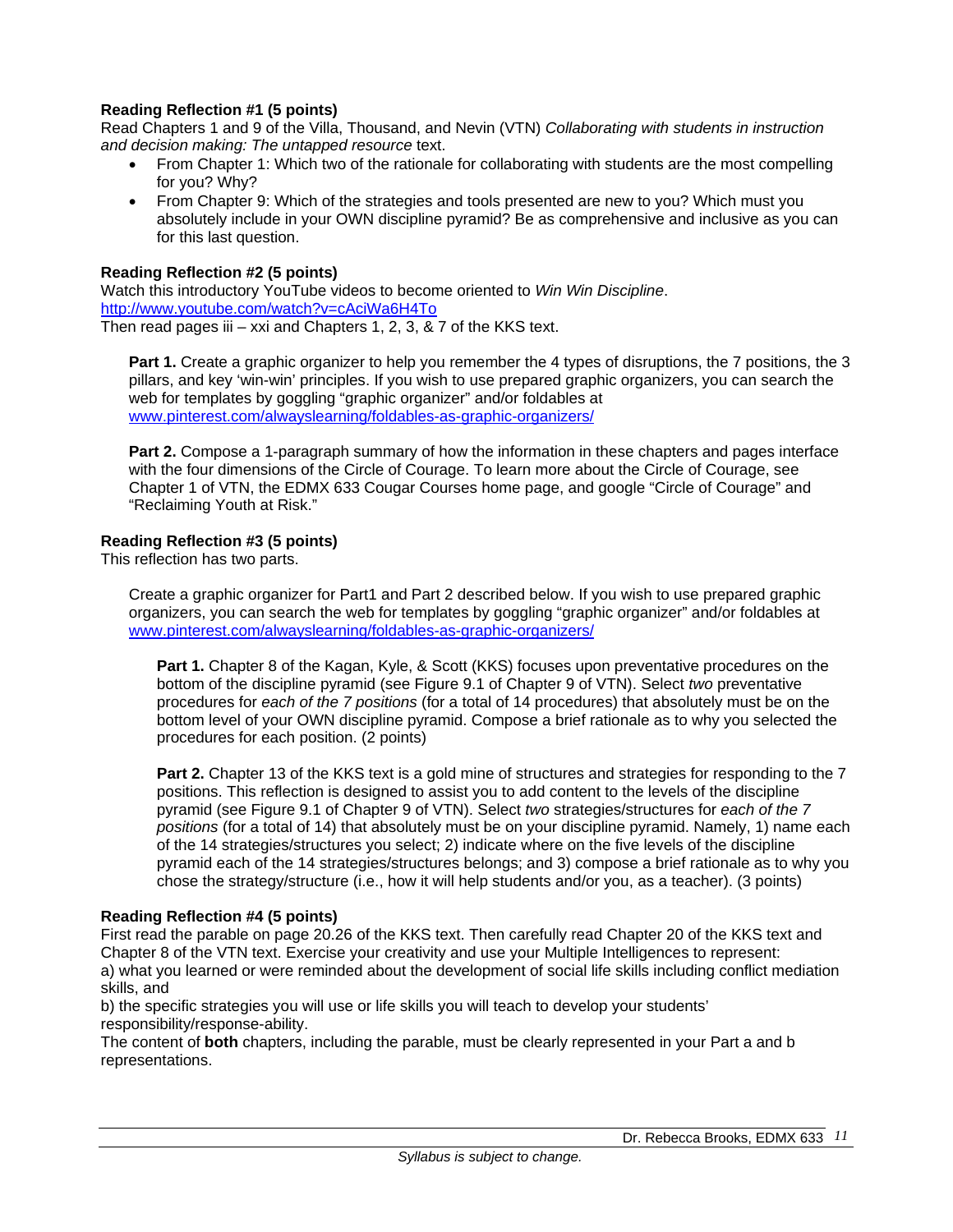**Reading Reflection #1 (5 points)**
Read Chapters 1 and 9 of the Villa, Thousand, and Nevin (VTN) *Collaborating with students in instruction and decision making: The untapped resource* text.

- From Chapter 1: Which two of the rationale for collaborating with students are the most compelling for you? Why?
- From Chapter 9: Which of the strategies and tools presented are new to you? Which must you absolutely include in your OWN discipline pyramid? Be as comprehensive and inclusive as you can for this last question.

**Reading Reflection #2 (5 points)**
Watch this introductory YouTube videos to become oriented to *Win Win Discipline*.
http://www.youtube.com/watch?v=cAciWa6H4To
Then read pages iii – xxi and Chapters 1, 2, 3, & 7 of the KKS text.

> **Part 1.** Create a graphic organizer to help you remember the 4 types of disruptions, the 7 positions, the 3 pillars, and key 'win-win' principles. If you wish to use prepared graphic organizers, you can search the web for templates by goggling "graphic organizer" and/or foldables at www.pinterest.com/alwayslearning/foldables-as-graphic-organizers/
>
> **Part 2.** Compose a 1-paragraph summary of how the information in these chapters and pages interface with the four dimensions of the Circle of Courage. To learn more about the Circle of Courage, see Chapter 1 of VTN, the EDMX 633 Cougar Courses home page, and google "Circle of Courage" and "Reclaiming Youth at Risk."

**Reading Reflection #3 (5 points)**
This reflection has two parts.

> Create a graphic organizer for Part1 and Part 2 described below. If you wish to use prepared graphic organizers, you can search the web for templates by goggling "graphic organizer" and/or foldables at www.pinterest.com/alwayslearning/foldables-as-graphic-organizers/
>
> > **Part 1.** Chapter 8 of the Kagan, Kyle, & Scott (KKS) focuses upon preventative procedures on the bottom of the discipline pyramid (see Figure 9.1 of Chapter 9 of VTN). Select *two* preventative procedures for *each of the 7 positions* (for a total of 14 procedures) that absolutely must be on the bottom level of your OWN discipline pyramid. Compose a brief rationale as to why you selected the procedures for each position. (2 points)
> >
> > **Part 2.** Chapter 13 of the KKS text is a gold mine of structures and strategies for responding to the 7 positions. This reflection is designed to assist you to add content to the levels of the discipline pyramid (see Figure 9.1 of Chapter 9 of VTN). Select *two* strategies/structures for *each of the 7 positions* (for a total of 14) that absolutely must be on your discipline pyramid. Namely, 1) name each of the 14 strategies/structures you select; 2) indicate where on the five levels of the discipline pyramid each of the 14 strategies/structures belongs; and 3) compose a brief rationale as to why you chose the strategy/structure (i.e., how it will help students and/or you, as a teacher). (3 points)

**Reading Reflection #4 (5 points)**
First read the parable on page 20.26 of the KKS text. Then carefully read Chapter 20 of the KKS text and Chapter 8 of the VTN text. Exercise your creativity and use your Multiple Intelligences to represent:
a) what you learned or were reminded about the development of social life skills including conflict mediation skills, and
b) the specific strategies you will use or life skills you will teach to develop your students' responsibility/response-ability.
The content of **both** chapters, including the parable, must be clearly represented in your Part a and b representations.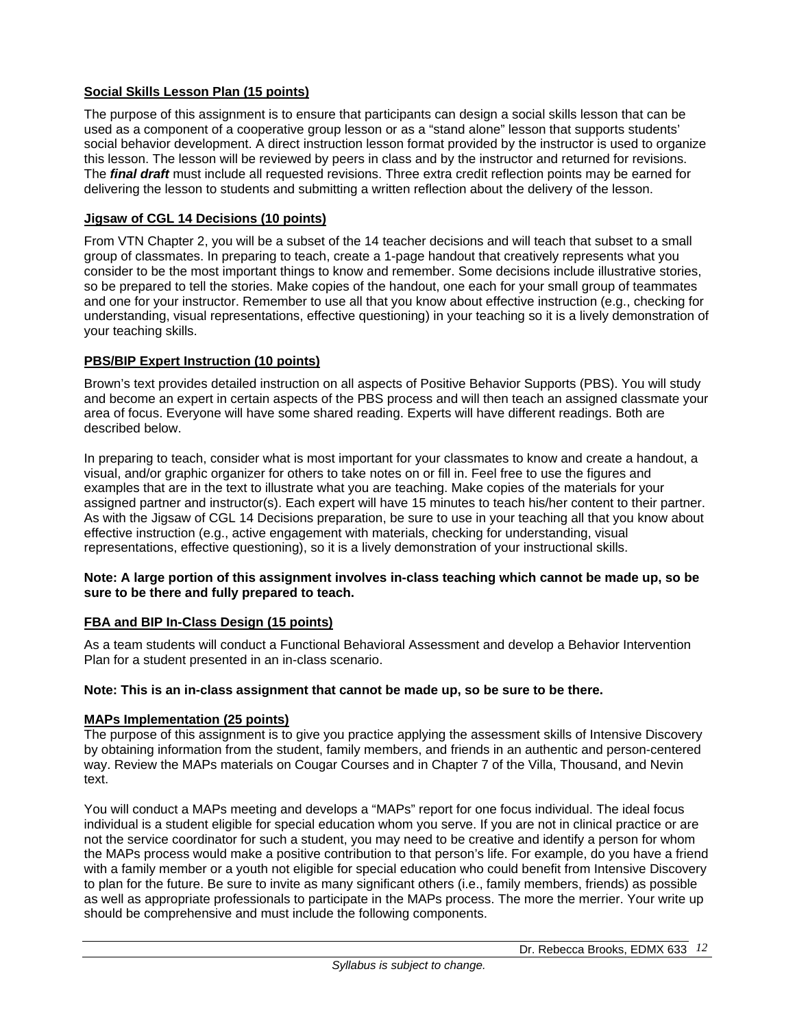**Social Skills Lesson Plan (15 points)**

The purpose of this assignment is to ensure that participants can design a social skills lesson that can be used as a component of a cooperative group lesson or as a "stand alone" lesson that supports students' social behavior development. A direct instruction lesson format provided by the instructor is used to organize this lesson. The lesson will be reviewed by peers in class and by the instructor and returned for revisions. The ***final draft*** must include all requested revisions. Three extra credit reflection points may be earned for delivering the lesson to students and submitting a written reflection about the delivery of the lesson.

**Jigsaw of CGL 14 Decisions (10 points)**

From VTN Chapter 2, you will be a subset of the 14 teacher decisions and will teach that subset to a small group of classmates. In preparing to teach, create a 1-page handout that creatively represents what you consider to be the most important things to know and remember. Some decisions include illustrative stories, so be prepared to tell the stories. Make copies of the handout, one each for your small group of teammates and one for your instructor. Remember to use all that you know about effective instruction (e.g., checking for understanding, visual representations, effective questioning) in your teaching so it is a lively demonstration of your teaching skills.

**PBS/BIP Expert Instruction (10 points)**

Brown's text provides detailed instruction on all aspects of Positive Behavior Supports (PBS). You will study and become an expert in certain aspects of the PBS process and will then teach an assigned classmate your area of focus. Everyone will have some shared reading. Experts will have different readings. Both are described below.

In preparing to teach, consider what is most important for your classmates to know and create a handout, a visual, and/or graphic organizer for others to take notes on or fill in. Feel free to use the figures and examples that are in the text to illustrate what you are teaching. Make copies of the materials for your assigned partner and instructor(s). Each expert will have 15 minutes to teach his/her content to their partner. As with the Jigsaw of CGL 14 Decisions preparation, be sure to use in your teaching all that you know about effective instruction (e.g., active engagement with materials, checking for understanding, visual representations, effective questioning), so it is a lively demonstration of your instructional skills.

**Note: A large portion of this assignment involves in-class teaching which cannot be made up, so be sure to be there and fully prepared to teach.**

**FBA and BIP In-Class Design (15 points)**

As a team students will conduct a Functional Behavioral Assessment and develop a Behavior Intervention Plan for a student presented in an in-class scenario.

**Note: This is an in-class assignment that cannot be made up, so be sure to be there.**

**MAPs Implementation (25 points)**

The purpose of this assignment is to give you practice applying the assessment skills of Intensive Discovery by obtaining information from the student, family members, and friends in an authentic and person-centered way. Review the MAPs materials on Cougar Courses and in Chapter 7 of the Villa, Thousand, and Nevin text.

You will conduct a MAPs meeting and develops a "MAPs" report for one focus individual. The ideal focus individual is a student eligible for special education whom you serve. If you are not in clinical practice or are not the service coordinator for such a student, you may need to be creative and identify a person for whom the MAPs process would make a positive contribution to that person's life. For example, do you have a friend with a family member or a youth not eligible for special education who could benefit from Intensive Discovery to plan for the future. Be sure to invite as many significant others (i.e., family members, friends) as possible as well as appropriate professionals to participate in the MAPs process. The more the merrier. Your write up should be comprehensive and must include the following components.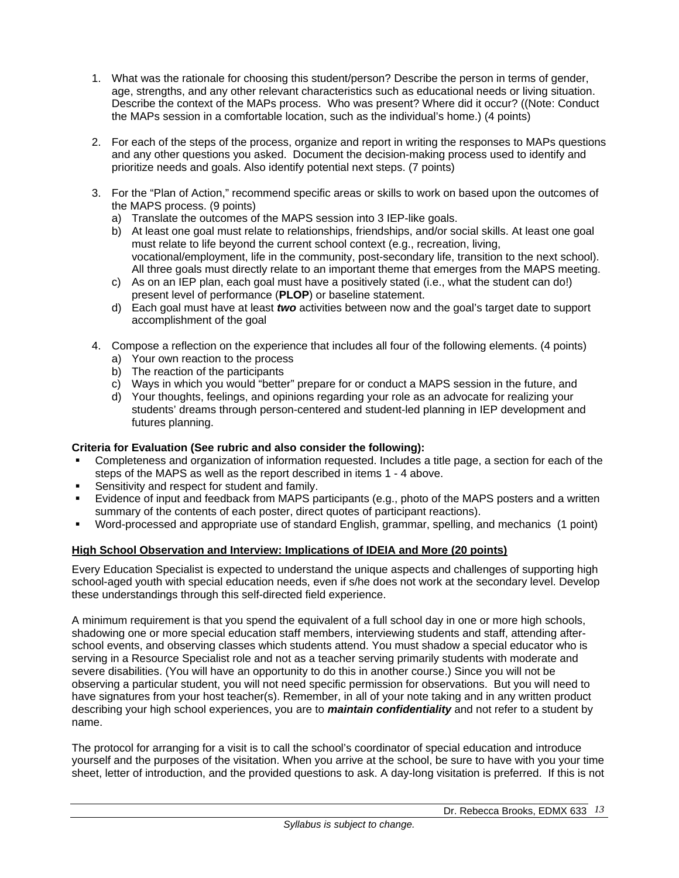1. What was the rationale for choosing this student/person? Describe the person in terms of gender, age, strengths, and any other relevant characteristics such as educational needs or living situation. Describe the context of the MAPs process. Who was present? Where did it occur? ((Note: Conduct the MAPs session in a comfortable location, such as the individual's home.) (4 points)

2. For each of the steps of the process, organize and report in writing the responses to MAPs questions and any other questions you asked. Document the decision-making process used to identify and prioritize needs and goals. Also identify potential next steps. (7 points)

3. For the "Plan of Action," recommend specific areas or skills to work on based upon the outcomes of the MAPS process. (9 points)
   a) Translate the outcomes of the MAPS session into 3 IEP-like goals.
   b) At least one goal must relate to relationships, friendships, and/or social skills. At least one goal must relate to life beyond the current school context (e.g., recreation, living, vocational/employment, life in the community, post-secondary life, transition to the next school). All three goals must directly relate to an important theme that emerges from the MAPS meeting.
   c) As on an IEP plan, each goal must have a positively stated (i.e., what the student can do!) present level of performance (**PLOP**) or baseline statement.
   d) Each goal must have at least ***two*** activities between now and the goal's target date to support accomplishment of the goal

4. Compose a reflection on the experience that includes all four of the following elements. (4 points)
   a) Your own reaction to the process
   b) The reaction of the participants
   c) Ways in which you would "better" prepare for or conduct a MAPS session in the future, and
   d) Your thoughts, feelings, and opinions regarding your role as an advocate for realizing your students' dreams through person-centered and student-led planning in IEP development and futures planning.

**Criteria for Evaluation (See rubric and also consider the following):**

- Completeness and organization of information requested. Includes a title page, a section for each of the steps of the MAPS as well as the report described in items 1 - 4 above.
- Sensitivity and respect for student and family.
- Evidence of input and feedback from MAPS participants (e.g., photo of the MAPS posters and a written summary of the contents of each poster, direct quotes of participant reactions).
- Word-processed and appropriate use of standard English, grammar, spelling, and mechanics (1 point)

**High School Observation and Interview: Implications of IDEIA and More (20 points)**

Every Education Specialist is expected to understand the unique aspects and challenges of supporting high school-aged youth with special education needs, even if s/he does not work at the secondary level. Develop these understandings through this self-directed field experience.

A minimum requirement is that you spend the equivalent of a full school day in one or more high schools, shadowing one or more special education staff members, interviewing students and staff, attending after-school events, and observing classes which students attend. You must shadow a special educator who is serving in a Resource Specialist role and not as a teacher serving primarily students with moderate and severe disabilities. (You will have an opportunity to do this in another course.) Since you will not be observing a particular student, you will not need specific permission for observations. But you will need to have signatures from your host teacher(s). Remember, in all of your note taking and in any written product describing your high school experiences, you are to ***maintain confidentiality*** and not refer to a student by name.

The protocol for arranging for a visit is to call the school's coordinator of special education and introduce yourself and the purposes of the visitation. When you arrive at the school, be sure to have with you your time sheet, letter of introduction, and the provided questions to ask. A day-long visitation is preferred. If this is not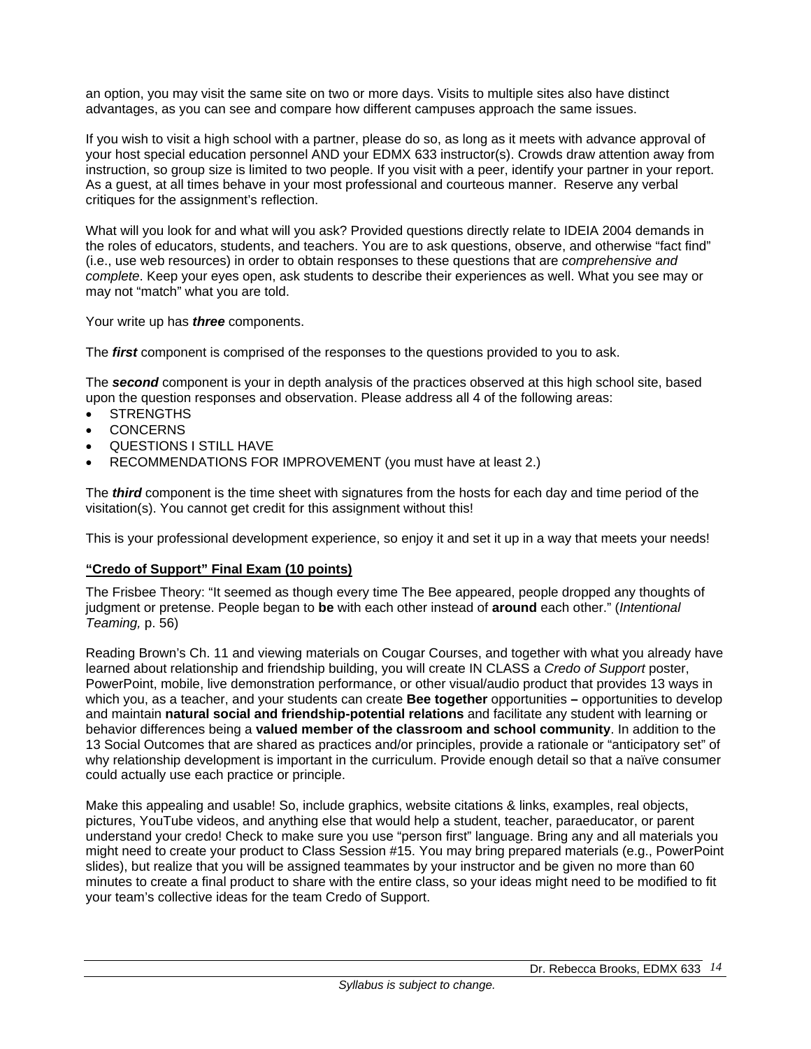an option, you may visit the same site on two or more days. Visits to multiple sites also have distinct advantages, as you can see and compare how different campuses approach the same issues.

If you wish to visit a high school with a partner, please do so, as long as it meets with advance approval of your host special education personnel AND your EDMX 633 instructor(s). Crowds draw attention away from instruction, so group size is limited to two people. If you visit with a peer, identify your partner in your report. As a guest, at all times behave in your most professional and courteous manner. Reserve any verbal critiques for the assignment's reflection.

What will you look for and what will you ask? Provided questions directly relate to IDEIA 2004 demands in the roles of educators, students, and teachers. You are to ask questions, observe, and otherwise "fact find" (i.e., use web resources) in order to obtain responses to these questions that are *comprehensive and complete*. Keep your eyes open, ask students to describe their experiences as well. What you see may or may not "match" what you are told.

Your write up has ***three*** components.

The ***first*** component is comprised of the responses to the questions provided to you to ask.

The ***second*** component is your in depth analysis of the practices observed at this high school site, based upon the question responses and observation. Please address all 4 of the following areas:

- STRENGTHS
- CONCERNS
- QUESTIONS I STILL HAVE
- RECOMMENDATIONS FOR IMPROVEMENT (you must have at least 2.)

The ***third*** component is the time sheet with signatures from the hosts for each day and time period of the visitation(s). You cannot get credit for this assignment without this!

This is your professional development experience, so enjoy it and set it up in a way that meets your needs!

**"Credo of Support" Final Exam (10 points)**

The Frisbee Theory: "It seemed as though every time The Bee appeared, people dropped any thoughts of judgment or pretense. People began to **be** with each other instead of **around** each other." (*Intentional Teaming,* p. 56)

Reading Brown's Ch. 11 and viewing materials on Cougar Courses, and together with what you already have learned about relationship and friendship building, you will create IN CLASS a *Credo of Support* poster, PowerPoint, mobile, live demonstration performance, or other visual/audio product that provides 13 ways in which you, as a teacher, and your students can create **Bee together** opportunities **–** opportunities to develop and maintain **natural social and friendship-potential relations** and facilitate any student with learning or behavior differences being a **valued member of the classroom and school community**. In addition to the 13 Social Outcomes that are shared as practices and/or principles, provide a rationale or "anticipatory set" of why relationship development is important in the curriculum. Provide enough detail so that a naïve consumer could actually use each practice or principle.

Make this appealing and usable! So, include graphics, website citations & links, examples, real objects, pictures, YouTube videos, and anything else that would help a student, teacher, paraeducator, or parent understand your credo! Check to make sure you use "person first" language. Bring any and all materials you might need to create your product to Class Session #15. You may bring prepared materials (e.g., PowerPoint slides), but realize that you will be assigned teammates by your instructor and be given no more than 60 minutes to create a final product to share with the entire class, so your ideas might need to be modified to fit your team's collective ideas for the team Credo of Support.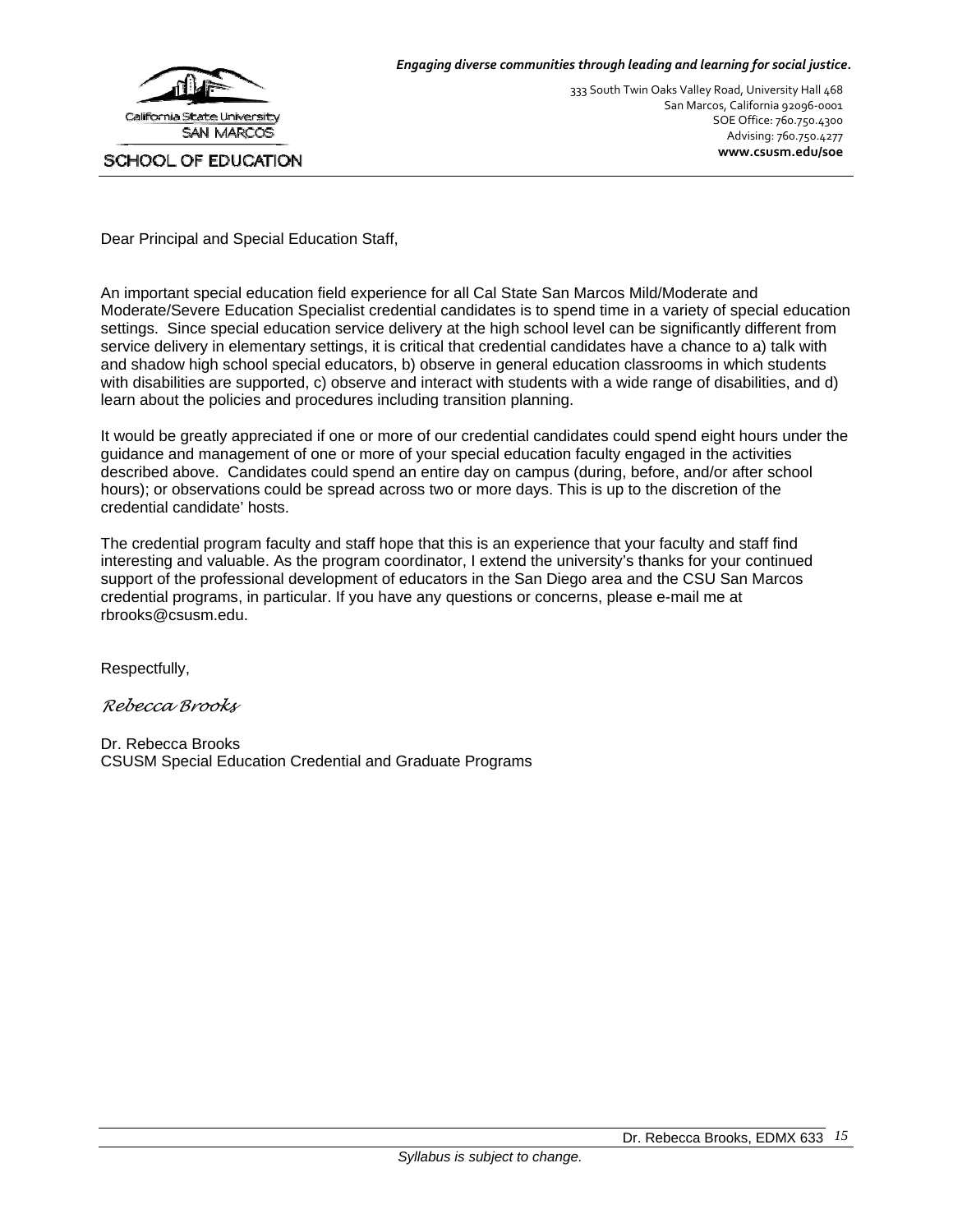*Engaging diverse communities through leading and learning for social justice.*

California State University
SAN MARCOS
SCHOOL OF EDUCATION

333 South Twin Oaks Valley Road, University Hall 468
San Marcos, California 92096-0001
SOE Office: 760.750.4300
Advising: 760.750.4277
**www.csusm.edu/soe**

Dear Principal and Special Education Staff,

An important special education field experience for all Cal State San Marcos Mild/Moderate and Moderate/Severe Education Specialist credential candidates is to spend time in a variety of special education settings. Since special education service delivery at the high school level can be significantly different from service delivery in elementary settings, it is critical that credential candidates have a chance to a) talk with and shadow high school special educators, b) observe in general education classrooms in which students with disabilities are supported, c) observe and interact with students with a wide range of disabilities, and d) learn about the policies and procedures including transition planning.

It would be greatly appreciated if one or more of our credential candidates could spend eight hours under the guidance and management of one or more of your special education faculty engaged in the activities described above. Candidates could spend an entire day on campus (during, before, and/or after school hours); or observations could be spread across two or more days. This is up to the discretion of the credential candidate' hosts.

The credential program faculty and staff hope that this is an experience that your faculty and staff find interesting and valuable. As the program coordinator, I extend the university's thanks for your continued support of the professional development of educators in the San Diego area and the CSU San Marcos credential programs, in particular. If you have any questions or concerns, please e-mail me at rbrooks@csusm.edu.

Respectfully,

*Rebecca Brooks*

Dr. Rebecca Brooks
CSUSM Special Education Credential and Graduate Programs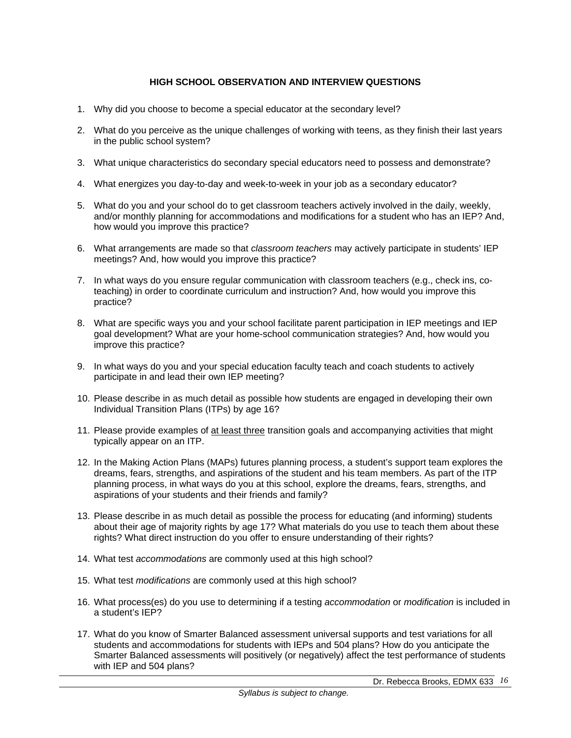### HIGH SCHOOL OBSERVATION AND INTERVIEW QUESTIONS

1. Why did you choose to become a special educator at the secondary level?
2. What do you perceive as the unique challenges of working with teens, as they finish their last years in the public school system?
3. What unique characteristics do secondary special educators need to possess and demonstrate?
4. What energizes you day-to-day and week-to-week in your job as a secondary educator?
5. What do you and your school do to get classroom teachers actively involved in the daily, weekly, and/or monthly planning for accommodations and modifications for a student who has an IEP? And, how would you improve this practice?
6. What arrangements are made so that *classroom teachers* may actively participate in students' IEP meetings? And, how would you improve this practice?
7. In what ways do you ensure regular communication with classroom teachers (e.g., check ins, co-teaching) in order to coordinate curriculum and instruction? And, how would you improve this practice?
8. What are specific ways you and your school facilitate parent participation in IEP meetings and IEP goal development? What are your home-school communication strategies? And, how would you improve this practice?
9. In what ways do you and your special education faculty teach and coach students to actively participate in and lead their own IEP meeting?
10. Please describe in as much detail as possible how students are engaged in developing their own Individual Transition Plans (ITPs) by age 16?
11. Please provide examples of <u>at least three</u> transition goals and accompanying activities that might typically appear on an ITP.
12. In the Making Action Plans (MAPs) futures planning process, a student's support team explores the dreams, fears, strengths, and aspirations of the student and his team members. As part of the ITP planning process, in what ways do you at this school, explore the dreams, fears, strengths, and aspirations of your students and their friends and family?
13. Please describe in as much detail as possible the process for educating (and informing) students about their age of majority rights by age 17? What materials do you use to teach them about these rights? What direct instruction do you offer to ensure understanding of their rights?
14. What test *accommodations* are commonly used at this high school?
15. What test *modifications* are commonly used at this high school?
16. What process(es) do you use to determining if a testing *accommodation* or *modification* is included in a student's IEP?
17. What do you know of Smarter Balanced assessment universal supports and test variations for all students and accommodations for students with IEPs and 504 plans? How do you anticipate the Smarter Balanced assessments will positively (or negatively) affect the test performance of students with IEP and 504 plans?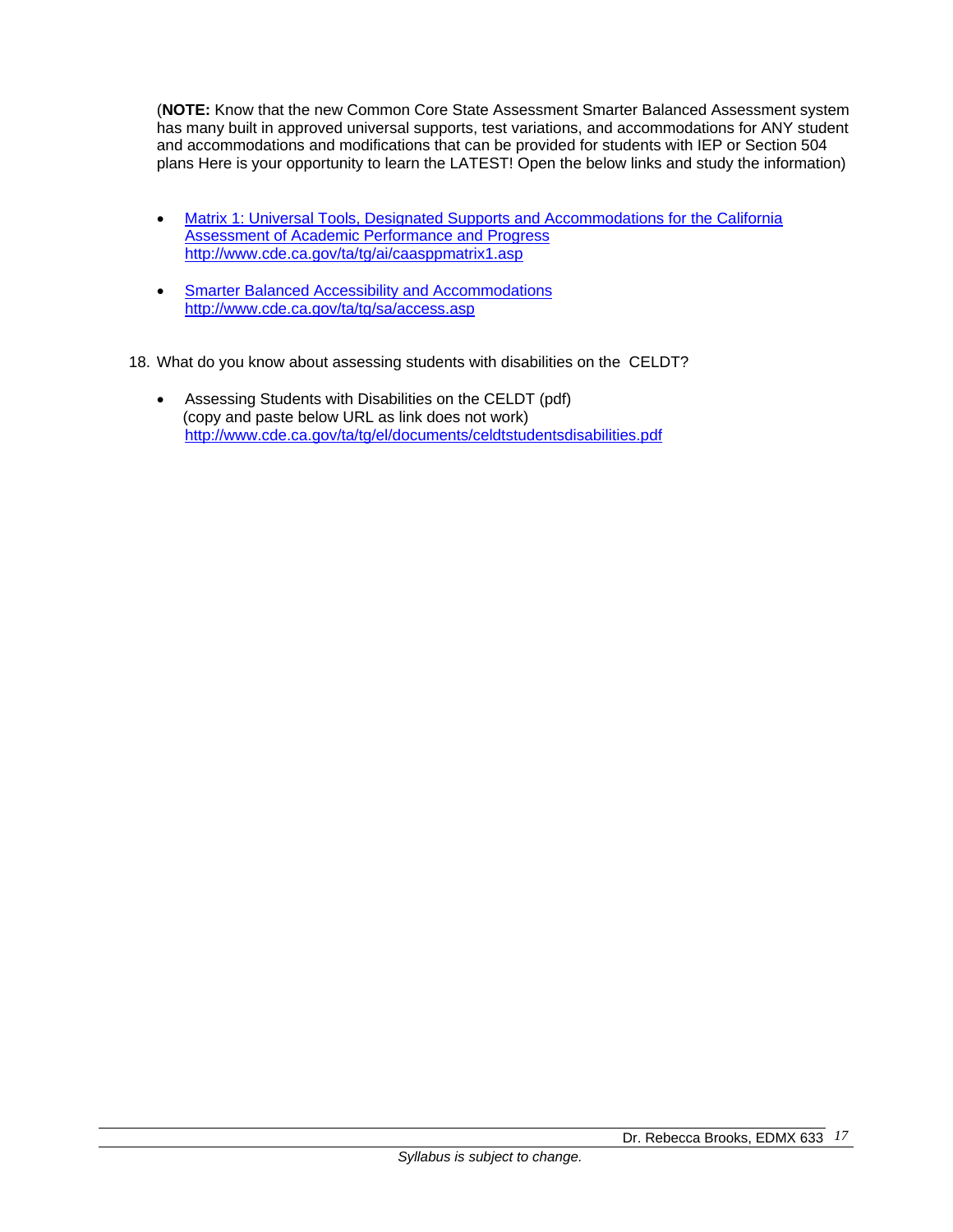(**NOTE:** Know that the new Common Core State Assessment Smarter Balanced Assessment system has many built in approved universal supports, test variations, and accommodations for ANY student and accommodations and modifications that can be provided for students with IEP or Section 504 plans Here is your opportunity to learn the LATEST! Open the below links and study the information)

- [Matrix 1: Universal Tools, Designated Supports and Accommodations for the California Assessment of Academic Performance and Progress](http://www.cde.ca.gov/ta/tg/ai/caasppmatrix1.asp)
  http://www.cde.ca.gov/ta/tg/ai/caasppmatrix1.asp

- [Smarter Balanced Accessibility and Accommodations](http://www.cde.ca.gov/ta/tg/sa/access.asp)
  http://www.cde.ca.gov/ta/tg/sa/access.asp

18. What do you know about assessing students with disabilities on the CELDT?

    - Assessing Students with Disabilities on the CELDT (pdf)
      (copy and paste below URL as link does not work)
      http://www.cde.ca.gov/ta/tg/el/documents/celdtstudentsdisabilities.pdf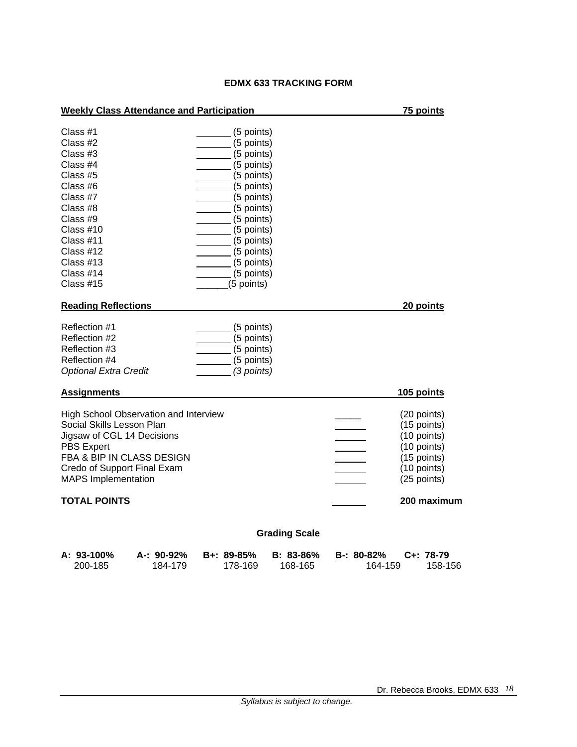# EDMX 633 TRACKING FORM

| **Weekly Class Attendance and Participation** | | **75 points** |
|---|---|---|
| Class #1 | _______ (5 points) | |
| Class #2 | _______ (5 points) | |
| Class #3 | _______ (5 points) | |
| Class #4 | _______ (5 points) | |
| Class #5 | _______ (5 points) | |
| Class #6 | _______ (5 points) | |
| Class #7 | _______ (5 points) | |
| Class #8 | _______ (5 points) | |
| Class #9 | _______ (5 points) | |
| Class #10 | _______ (5 points) | |
| Class #11 | _______ (5 points) | |
| Class #12 | _______ (5 points) | |
| Class #13 | _______ (5 points) | |
| Class #14 | _______ (5 points) | |
| Class #15 | ______(5 points) | |

| **Reading Reflections** | | **20 points** |
|---|---|---|
| Reflection #1 | _______ (5 points) | |
| Reflection #2 | _______ (5 points) | |
| Reflection #3 | _______ (5 points) | |
| Reflection #4 | _______ (5 points) | |
| *Optional Extra Credit* | _______ *(3 points)* | |

| **Assignments** | | **105 points** |
|---|---|---|
| High School Observation and Interview | _____ | (20 points) |
| Social Skills Lesson Plan | _______ | (15 points) |
| Jigsaw of CGL 14 Decisions | _______ | (10 points) |
| PBS Expert | _______ | (10 points) |
| FBA & BIP IN CLASS DESIGN | _______ | (15 points) |
| Credo of Support Final Exam | _______ | (10 points) |
| MAPS Implementation | _______ | (25 points) |
| **TOTAL POINTS** | _______ | **200 maximum** |

## Grading Scale

| **A: 93-100%** | **A-: 90-92%** | **B+: 89-85%** | **B: 83-86%** | **B-: 80-82%** | **C+: 78-79** |
|---|---|---|---|---|---|
| 200-185 | 184-179 | 178-169 | 168-165 | 164-159 | 158-156 |

*Syllabus is subject to change.*